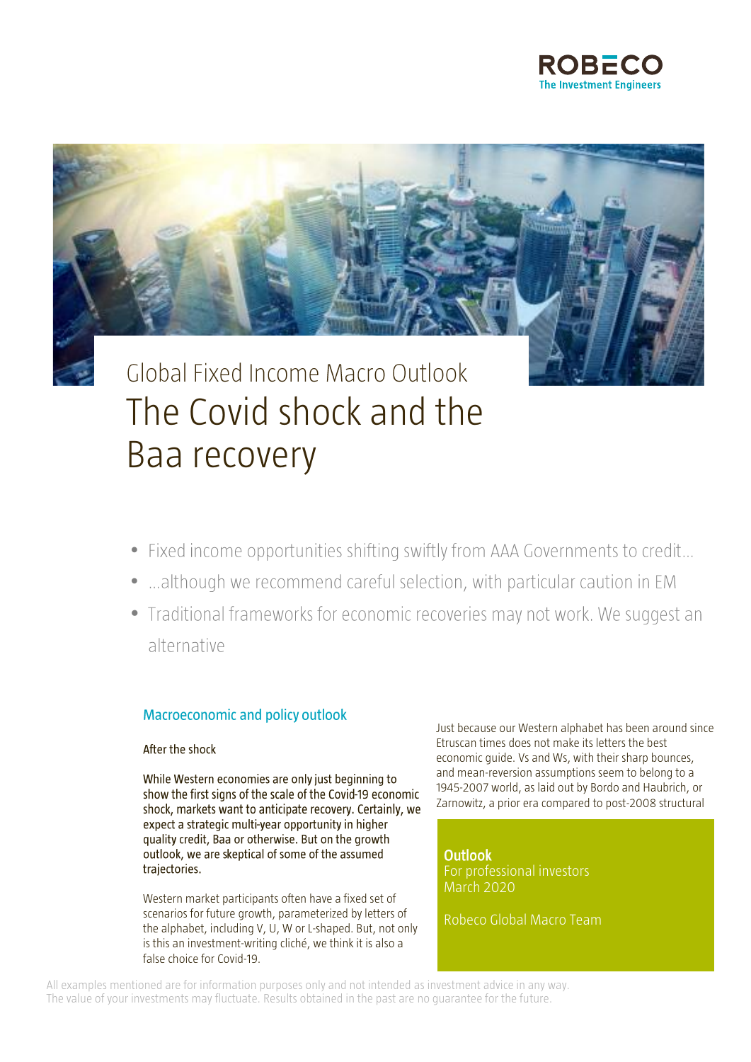Global Fixed Income Macro Outlook

# The Covid shock and the Baa recovery

- Fixed income opportunities shifting swiftly from AAA Governments to credit…
- …although we recommend careful selection, with particular caution in EM
- Traditional frameworks for economic recoveries may not work. We suggest an alternative

## Macroeconomic and policy outlook

### After the shock

**While Western economies are only just beginning to show the first signs of the scale of the Covid-19 economic shock, markets want to anticipate recovery. Certainly, we expect a strategic multi-year opportunity in higher quality credit, Baa or otherwise. But on the growth outlook, we are skeptical of some of the assumed trajectories.**

Western market participants often have a fixed set of scenarios for future growth, parameterized by letters of the alphabet, including V, U, W or L-shaped. But, not only is this an investment-writing cliché, we think it is also a false choice for Covid-19.

Just because our Western alphabet has been around since Etruscan times does not make its letters the best economic guide. Vs and Ws, with their sharp bounces, and mean-reversion assumptions seem to belong to a 1945-2007 world, as laid out by Bordo and Haubrich, or Zarnowitz, a prior era compared to post-2008 structural

**Outlook**
For professional investors
March 2020

Robeco Global Macro Team

All examples mentioned are for information purposes only and not intended as investment advice in any way.
The value of your investments may fluctuate. Results obtained in the past are no guarantee for the future.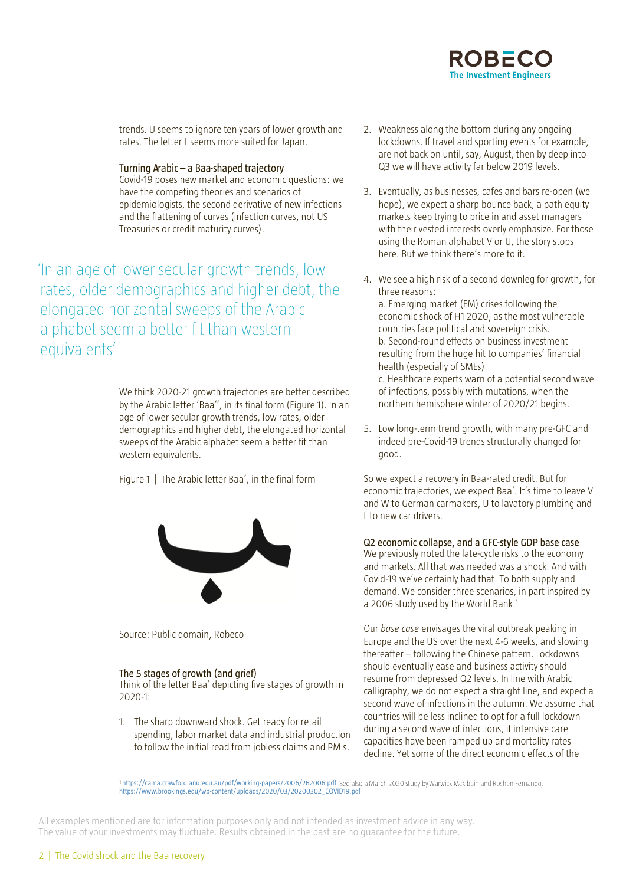trends. U seems to ignore ten years of lower growth and rates. The letter L seems more suited for Japan.

### Turning Arabic – a Baa-shaped trajectory

Covid-19 poses new market and economic questions: we have the competing theories and scenarios of epidemiologists, the second derivative of new infections and the flattening of curves (infection curves, not US Treasuries or credit maturity curves).

> 'In an age of lower secular growth trends, low rates, older demographics and higher debt, the elongated horizontal sweeps of the Arabic alphabet seem a better fit than western equivalents'

We think 2020-21 growth trajectories are better described by the Arabic letter 'Baa'', in its final form (Figure 1). In an age of lower secular growth trends, low rates, older demographics and higher debt, the elongated horizontal sweeps of the Arabic alphabet seem a better fit than western equivalents.

Figure 1 | The Arabic letter Baa', in the final form

ـب

Source: Public domain, Robeco

### The 5 stages of growth (and grief)

Think of the letter Baa' depicting five stages of growth in 2020-1:

1. The sharp downward shock. Get ready for retail spending, labor market data and industrial production to follow the initial read from jobless claims and PMIs.
2. Weakness along the bottom during any ongoing lockdowns. If travel and sporting events for example, are not back on until, say, August, then by deep into Q3 we will have activity far below 2019 levels.
3. Eventually, as businesses, cafes and bars re-open (we hope), we expect a sharp bounce back, a path equity markets keep trying to price in and asset managers with their vested interests overly emphasize. For those using the Roman alphabet V or U, the story stops here. But we think there's more to it.
4. We see a high risk of a second downleg for growth, for three reasons:
   a. Emerging market (EM) crises following the economic shock of H1 2020, as the most vulnerable countries face political and sovereign crisis.
   b. Second-round effects on business investment resulting from the huge hit to companies' financial health (especially of SMEs).
   c. Healthcare experts warn of a potential second wave of infections, possibly with mutations, when the northern hemisphere winter of 2020/21 begins.
5. Low long-term trend growth, with many pre-GFC and indeed pre-Covid-19 trends structurally changed for good.

So we expect a recovery in Baa-rated credit. But for economic trajectories, we expect Baa'. It's time to leave V and W to German carmakers, U to lavatory plumbing and L to new car drivers.

### Q2 economic collapse, and a GFC-style GDP base case

We previously noted the late-cycle risks to the economy and markets. All that was needed was a shock. And with Covid-19 we've certainly had that. To both supply and demand. We consider three scenarios, in part inspired by a 2006 study used by the World Bank.[1]

Our *base case* envisages the viral outbreak peaking in Europe and the US over the next 4-6 weeks, and slowing thereafter – following the Chinese pattern. Lockdowns should eventually ease and business activity should resume from depressed Q2 levels. In line with Arabic calligraphy, we do not expect a straight line, and expect a second wave of infections in the autumn. We assume that countries will be less inclined to opt for a full lockdown during a second wave of infections, if intensive care capacities have been ramped up and mortality rates decline. Yet some of the direct economic effects of the

[1] https://cama.crawford.anu.edu.au/pdf/working-papers/2006/262006.pdf. See also a March 2020 study by Warwick McKibbin and Roshen Fernando, https://www.brookings.edu/wp-content/uploads/2020/03/20200302_COVID19.pdf

All examples mentioned are for information purposes only and not intended as investment advice in any way. The value of your investments may fluctuate. Results obtained in the past are no guarantee for the future.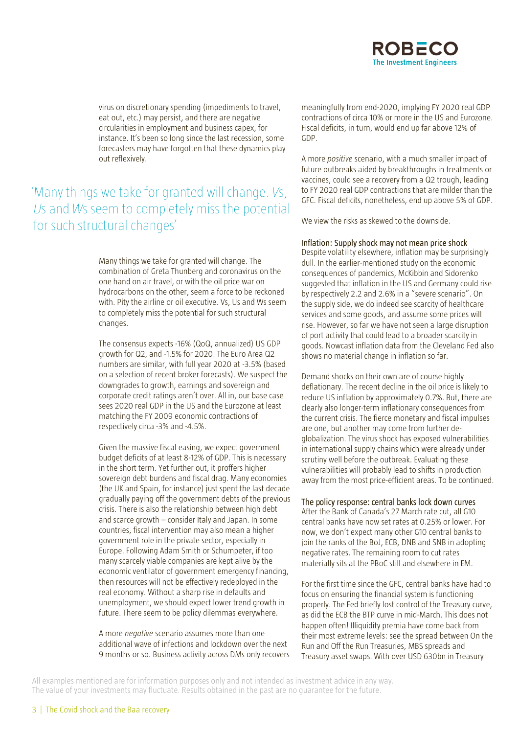virus on discretionary spending (impediments to travel, eat out, etc.) may persist, and there are negative circularities in employment and business capex, for instance. It's been so long since the last recession, some forecasters may have forgotten that these dynamics play out reflexively.

> 'Many things we take for granted will change. *V*s, *U*s and *W*s seem to completely miss the potential for such structural changes'

Many things we take for granted will change. The combination of Greta Thunberg and coronavirus on the one hand on air travel, or with the oil price war on hydrocarbons on the other, seem a force to be reckoned with. Pity the airline or oil executive. Vs, Us and Ws seem to completely miss the potential for such structural changes.

The consensus expects -16% (QoQ, annualized) US GDP growth for Q2, and -1.5% for 2020. The Euro Area Q2 numbers are similar, with full year 2020 at -3.5% (based on a selection of recent broker forecasts). We suspect the downgrades to growth, earnings and sovereign and corporate credit ratings aren't over. All in, our base case sees 2020 real GDP in the US and the Eurozone at least matching the FY 2009 economic contractions of respectively circa -3% and -4.5%.

Given the massive fiscal easing, we expect government budget deficits of at least 8-12% of GDP. This is necessary in the short term. Yet further out, it proffers higher sovereign debt burdens and fiscal drag. Many economies (the UK and Spain, for instance) just spent the last decade gradually paying off the government debts of the previous crisis. There is also the relationship between high debt and scarce growth – consider Italy and Japan. In some countries, fiscal intervention may also mean a higher government role in the private sector, especially in Europe. Following Adam Smith or Schumpeter, if too many scarcely viable companies are kept alive by the economic ventilator of government emergency financing, then resources will not be effectively redeployed in the real economy. Without a sharp rise in defaults and unemployment, we should expect lower trend growth in future. There seem to be policy dilemmas everywhere.

A more *negative* scenario assumes more than one additional wave of infections and lockdown over the next 9 months or so. Business activity across DMs only recovers meaningfully from end-2020, implying FY 2020 real GDP contractions of circa 10% or more in the US and Eurozone. Fiscal deficits, in turn, would end up far above 12% of GDP.

A more *positive* scenario, with a much smaller impact of future outbreaks aided by breakthroughs in treatments or vaccines, could see a recovery from a Q2 trough, leading to FY 2020 real GDP contractions that are milder than the GFC. Fiscal deficits, nonetheless, end up above 5% of GDP.

We view the risks as skewed to the downside.

### Inflation: Supply shock may not mean price shock

Despite volatility elsewhere, inflation may be surprisingly dull. In the earlier-mentioned study on the economic consequences of pandemics, McKibbin and Sidorenko suggested that inflation in the US and Germany could rise by respectively 2.2 and 2.6% in a "severe scenario". On the supply side, we do indeed see scarcity of healthcare services and some goods, and assume some prices will rise. However, so far we have not seen a large disruption of port activity that could lead to a broader scarcity in goods. Nowcast inflation data from the Cleveland Fed also shows no material change in inflation so far.

Demand shocks on their own are of course highly deflationary. The recent decline in the oil price is likely to reduce US inflation by approximately 0.7%. But, there are clearly also longer-term inflationary consequences from the current crisis. The fierce monetary and fiscal impulses are one, but another may come from further de-globalization. The virus shock has exposed vulnerabilities in international supply chains which were already under scrutiny well before the outbreak. Evaluating these vulnerabilities will probably lead to shifts in production away from the most price-efficient areas. To be continued.

### The policy response: central banks lock down curves

After the Bank of Canada's 27 March rate cut, all G10 central banks have now set rates at 0.25% or lower. For now, we don't expect many other G10 central banks to join the ranks of the BoJ, ECB, DNB and SNB in adopting negative rates. The remaining room to cut rates materially sits at the PBoC still and elsewhere in EM.

For the first time since the GFC, central banks have had to focus on ensuring the financial system is functioning properly. The Fed briefly lost control of the Treasury curve, as did the ECB the BTP curve in mid-March. This does not happen often! Illiquidity premia have come back from their most extreme levels: see the spread between On the Run and Off the Run Treasuries, MBS spreads and Treasury asset swaps. With over USD 630bn in Treasury

All examples mentioned are for information purposes only and not intended as investment advice in any way.
The value of your investments may fluctuate. Results obtained in the past are no guarantee for the future.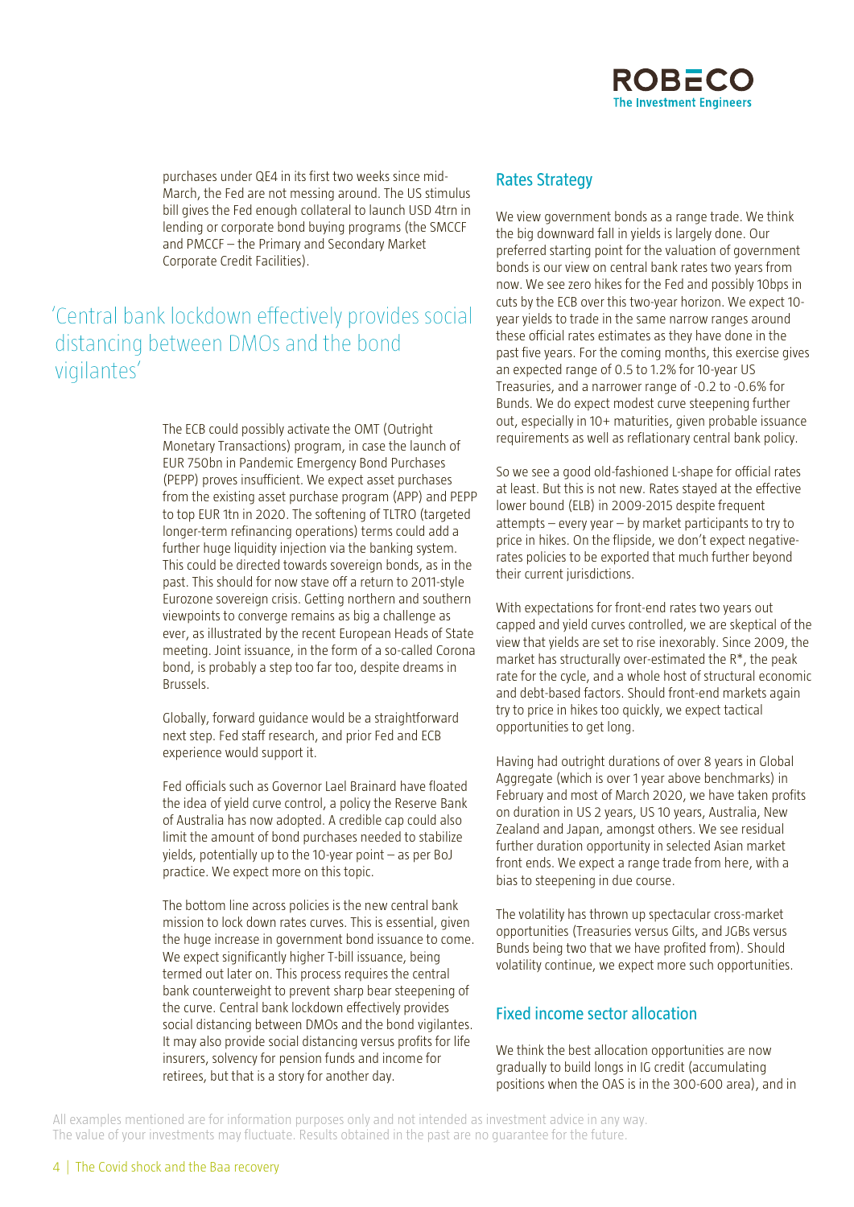purchases under QE4 in its first two weeks since mid-March, the Fed are not messing around. The US stimulus bill gives the Fed enough collateral to launch USD 4trn in lending or corporate bond buying programs (the SMCCF and PMCCF – the Primary and Secondary Market Corporate Credit Facilities).

> 'Central bank lockdown effectively provides social distancing between DMOs and the bond vigilantes'

The ECB could possibly activate the OMT (Outright Monetary Transactions) program, in case the launch of EUR 750bn in Pandemic Emergency Bond Purchases (PEPP) proves insufficient. We expect asset purchases from the existing asset purchase program (APP) and PEPP to top EUR 1tn in 2020. The softening of TLTRO (targeted longer-term refinancing operations) terms could add a further huge liquidity injection via the banking system. This could be directed towards sovereign bonds, as in the past. This should for now stave off a return to 2011-style Eurozone sovereign crisis. Getting northern and southern viewpoints to converge remains as big a challenge as ever, as illustrated by the recent European Heads of State meeting. Joint issuance, in the form of a so-called Corona bond, is probably a step too far too, despite dreams in Brussels.

Globally, forward guidance would be a straightforward next step. Fed staff research, and prior Fed and ECB experience would support it.

Fed officials such as Governor Lael Brainard have floated the idea of yield curve control, a policy the Reserve Bank of Australia has now adopted. A credible cap could also limit the amount of bond purchases needed to stabilize yields, potentially up to the 10-year point – as per BoJ practice. We expect more on this topic.

The bottom line across policies is the new central bank mission to lock down rates curves. This is essential, given the huge increase in government bond issuance to come. We expect significantly higher T-bill issuance, being termed out later on. This process requires the central bank counterweight to prevent sharp bear steepening of the curve. Central bank lockdown effectively provides social distancing between DMOs and the bond vigilantes. It may also provide social distancing versus profits for life insurers, solvency for pension funds and income for retirees, but that is a story for another day.

## Rates Strategy

We view government bonds as a range trade. We think the big downward fall in yields is largely done. Our preferred starting point for the valuation of government bonds is our view on central bank rates two years from now. We see zero hikes for the Fed and possibly 10bps in cuts by the ECB over this two-year horizon. We expect 10-year yields to trade in the same narrow ranges around these official rates estimates as they have done in the past five years. For the coming months, this exercise gives an expected range of 0.5 to 1.2% for 10-year US Treasuries, and a narrower range of -0.2 to -0.6% for Bunds. We do expect modest curve steepening further out, especially in 10+ maturities, given probable issuance requirements as well as reflationary central bank policy.

So we see a good old-fashioned L-shape for official rates at least. But this is not new. Rates stayed at the effective lower bound (ELB) in 2009-2015 despite frequent attempts – every year – by market participants to try to price in hikes. On the flipside, we don't expect negative-rates policies to be exported that much further beyond their current jurisdictions.

With expectations for front-end rates two years out capped and yield curves controlled, we are skeptical of the view that yields are set to rise inexorably. Since 2009, the market has structurally over-estimated the R*, the peak rate for the cycle, and a whole host of structural economic and debt-based factors. Should front-end markets again try to price in hikes too quickly, we expect tactical opportunities to get long.

Having had outright durations of over 8 years in Global Aggregate (which is over 1 year above benchmarks) in February and most of March 2020, we have taken profits on duration in US 2 years, US 10 years, Australia, New Zealand and Japan, amongst others. We see residual further duration opportunity in selected Asian market front ends. We expect a range trade from here, with a bias to steepening in due course.

The volatility has thrown up spectacular cross-market opportunities (Treasuries versus Gilts, and JGBs versus Bunds being two that we have profited from). Should volatility continue, we expect more such opportunities.

## Fixed income sector allocation

We think the best allocation opportunities are now gradually to build longs in IG credit (accumulating positions when the OAS is in the 300-600 area), and in

All examples mentioned are for information purposes only and not intended as investment advice in any way. The value of your investments may fluctuate. Results obtained in the past are no guarantee for the future.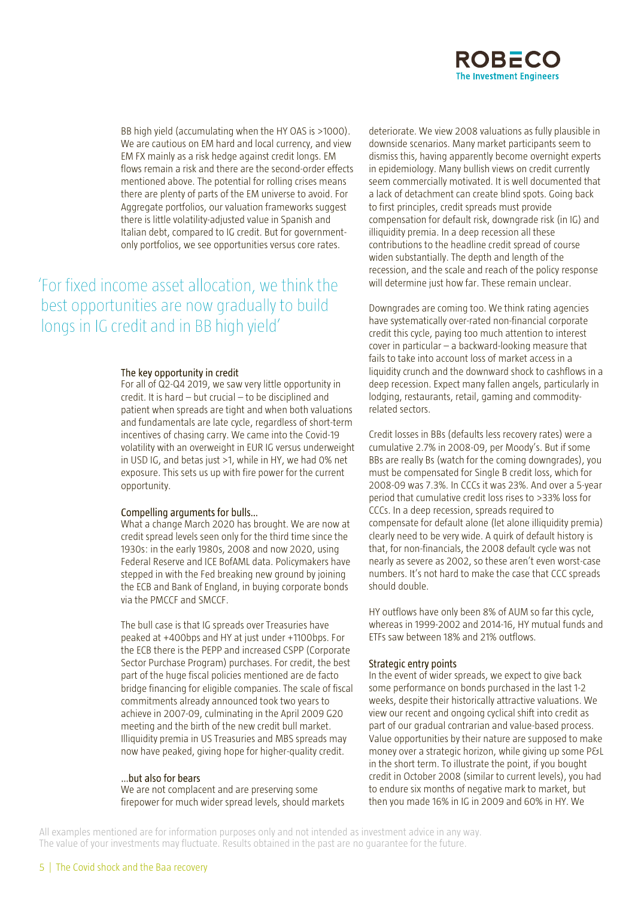BB high yield (accumulating when the HY OAS is >1000). We are cautious on EM hard and local currency, and view EM FX mainly as a risk hedge against credit longs. EM flows remain a risk and there are the second-order effects mentioned above. The potential for rolling crises means there are plenty of parts of the EM universe to avoid. For Aggregate portfolios, our valuation frameworks suggest there is little volatility-adjusted value in Spanish and Italian debt, compared to IG credit. But for government-only portfolios, we see opportunities versus core rates.

> 'For fixed income asset allocation, we think the best opportunities are now gradually to build longs in IG credit and in BB high yield'

### The key opportunity in credit

For all of Q2-Q4 2019, we saw very little opportunity in credit. It is hard – but crucial – to be disciplined and patient when spreads are tight and when both valuations and fundamentals are late cycle, regardless of short-term incentives of chasing carry. We came into the Covid-19 volatility with an overweight in EUR IG versus underweight in USD IG, and betas just >1, while in HY, we had 0% net exposure. This sets us up with fire power for the current opportunity.

### Compelling arguments for bulls…

What a change March 2020 has brought. We are now at credit spread levels seen only for the third time since the 1930s: in the early 1980s, 2008 and now 2020, using Federal Reserve and ICE BofAML data. Policymakers have stepped in with the Fed breaking new ground by joining the ECB and Bank of England, in buying corporate bonds via the PMCCF and SMCCF.

The bull case is that IG spreads over Treasuries have peaked at +400bps and HY at just under +1100bps. For the ECB there is the PEPP and increased CSPP (Corporate Sector Purchase Program) purchases. For credit, the best part of the huge fiscal policies mentioned are de facto bridge financing for eligible companies. The scale of fiscal commitments already announced took two years to achieve in 2007-09, culminating in the April 2009 G20 meeting and the birth of the new credit bull market. Illiquidity premia in US Treasuries and MBS spreads may now have peaked, giving hope for higher-quality credit.

### …but also for bears

We are not complacent and are preserving some firepower for much wider spread levels, should markets deteriorate. We view 2008 valuations as fully plausible in downside scenarios. Many market participants seem to dismiss this, having apparently become overnight experts in epidemiology. Many bullish views on credit currently seem commercially motivated. It is well documented that a lack of detachment can create blind spots. Going back to first principles, credit spreads must provide compensation for default risk, downgrade risk (in IG) and illiquidity premia. In a deep recession all these contributions to the headline credit spread of course widen substantially. The depth and length of the recession, and the scale and reach of the policy response will determine just how far. These remain unclear.

Downgrades are coming too. We think rating agencies have systematically over-rated non-financial corporate credit this cycle, paying too much attention to interest cover in particular – a backward-looking measure that fails to take into account loss of market access in a liquidity crunch and the downward shock to cashflows in a deep recession. Expect many fallen angels, particularly in lodging, restaurants, retail, gaming and commodity-related sectors.

Credit losses in BBs (defaults less recovery rates) were a cumulative 2.7% in 2008-09, per Moody's. But if some BBs are really Bs (watch for the coming downgrades), you must be compensated for Single B credit loss, which for 2008-09 was 7.3%. In CCCs it was 23%. And over a 5-year period that cumulative credit loss rises to >33% loss for CCCs. In a deep recession, spreads required to compensate for default alone (let alone illiquidity premia) clearly need to be very wide. A quirk of default history is that, for non-financials, the 2008 default cycle was not nearly as severe as 2002, so these aren't even worst-case numbers. It's not hard to make the case that CCC spreads should double.

HY outflows have only been 8% of AUM so far this cycle, whereas in 1999-2002 and 2014-16, HY mutual funds and ETFs saw between 18% and 21% outflows.

### Strategic entry points

In the event of wider spreads, we expect to give back some performance on bonds purchased in the last 1-2 weeks, despite their historically attractive valuations. We view our recent and ongoing cyclical shift into credit as part of our gradual contrarian and value-based process. Value opportunities by their nature are supposed to make money over a strategic horizon, while giving up some P&L in the short term. To illustrate the point, if you bought credit in October 2008 (similar to current levels), you had to endure six months of negative mark to market, but then you made 16% in IG in 2009 and 60% in HY. We

All examples mentioned are for information purposes only and not intended as investment advice in any way.
The value of your investments may fluctuate. Results obtained in the past are no guarantee for the future.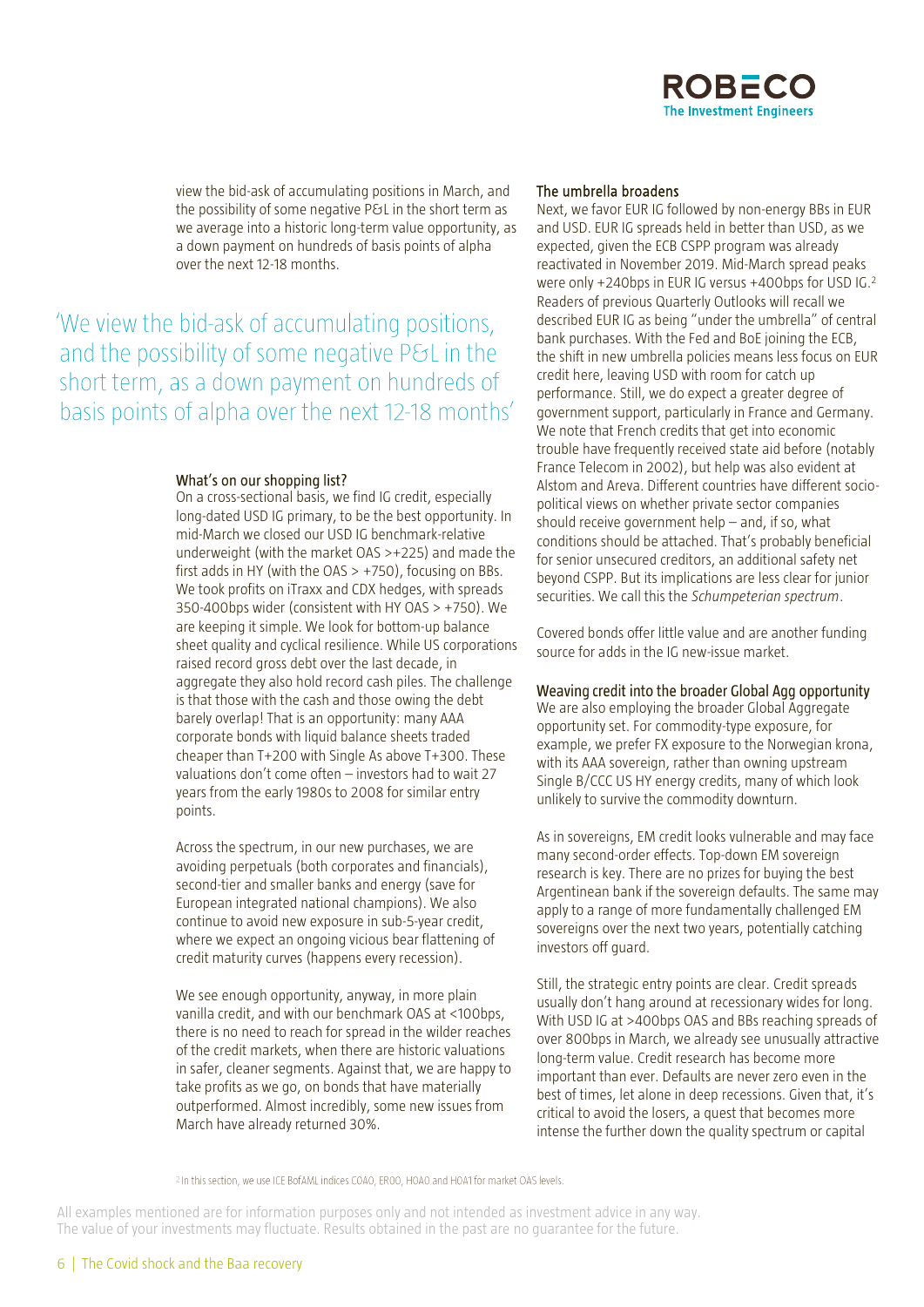view the bid-ask of accumulating positions in March, and the possibility of some negative P&L in the short term as we average into a historic long-term value opportunity, as a down payment on hundreds of basis points of alpha over the next 12-18 months.

> 'We view the bid-ask of accumulating positions, and the possibility of some negative P&L in the short term, as a down payment on hundreds of basis points of alpha over the next 12-18 months'

### What's on our shopping list?

On a cross-sectional basis, we find IG credit, especially long-dated USD IG primary, to be the best opportunity. In mid-March we closed our USD IG benchmark-relative underweight (with the market OAS >+225) and made the first adds in HY (with the OAS > +750), focusing on BBs. We took profits on iTraxx and CDX hedges, with spreads 350-400bps wider (consistent with HY OAS > +750). We are keeping it simple. We look for bottom-up balance sheet quality and cyclical resilience. While US corporations raised record gross debt over the last decade, in aggregate they also hold record cash piles. The challenge is that those with the cash and those owing the debt barely overlap! That is an opportunity: many AAA corporate bonds with liquid balance sheets traded cheaper than T+200 with Single As above T+300. These valuations don't come often – investors had to wait 27 years from the early 1980s to 2008 for similar entry points.

Across the spectrum, in our new purchases, we are avoiding perpetuals (both corporates and financials), second-tier and smaller banks and energy (save for European integrated national champions). We also continue to avoid new exposure in sub-5-year credit, where we expect an ongoing vicious bear flattening of credit maturity curves (happens every recession).

We see enough opportunity, anyway, in more plain vanilla credit, and with our benchmark OAS at <100bps, there is no need to reach for spread in the wilder reaches of the credit markets, when there are historic valuations in safer, cleaner segments. Against that, we are happy to take profits as we go, on bonds that have materially outperformed. Almost incredibly, some new issues from March have already returned 30%.

### The umbrella broadens

Next, we favor EUR IG followed by non-energy BBs in EUR and USD. EUR IG spreads held in better than USD, as we expected, given the ECB CSPP program was already reactivated in November 2019. Mid-March spread peaks were only +240bps in EUR IG versus +400bps for USD IG.[2] Readers of previous Quarterly Outlooks will recall we described EUR IG as being "under the umbrella" of central bank purchases. With the Fed and BoE joining the ECB, the shift in new umbrella policies means less focus on EUR credit here, leaving USD with room for catch up performance. Still, we do expect a greater degree of government support, particularly in France and Germany. We note that French credits that get into economic trouble have frequently received state aid before (notably France Telecom in 2002), but help was also evident at Alstom and Areva. Different countries have different socio-political views on whether private sector companies should receive government help – and, if so, what conditions should be attached. That's probably beneficial for senior unsecured creditors, an additional safety net beyond CSPP. But its implications are less clear for junior securities. We call this the *Schumpeterian spectrum*.

Covered bonds offer little value and are another funding source for adds in the IG new-issue market.

### Weaving credit into the broader Global Agg opportunity

We are also employing the broader Global Aggregate opportunity set. For commodity-type exposure, for example, we prefer FX exposure to the Norwegian krona, with its AAA sovereign, rather than owning upstream Single B/CCC US HY energy credits, many of which look unlikely to survive the commodity downturn.

As in sovereigns, EM credit looks vulnerable and may face many second-order effects. Top-down EM sovereign research is key. There are no prizes for buying the best Argentinean bank if the sovereign defaults. The same may apply to a range of more fundamentally challenged EM sovereigns over the next two years, potentially catching investors off guard.

Still, the strategic entry points are clear. Credit spreads usually don't hang around at recessionary wides for long. With USD IG at >400bps OAS and BBs reaching spreads of over 800bps in March, we already see unusually attractive long-term value. Credit research has become more important than ever. Defaults are never zero even in the best of times, let alone in deep recessions. Given that, it's critical to avoid the losers, a quest that becomes more intense the further down the quality spectrum or capital

[2] In this section, we use ICE BofAML indices C0A0, ER00, H0A0 and H0A1 for market OAS levels.

All examples mentioned are for information purposes only and not intended as investment advice in any way. The value of your investments may fluctuate. Results obtained in the past are no guarantee for the future.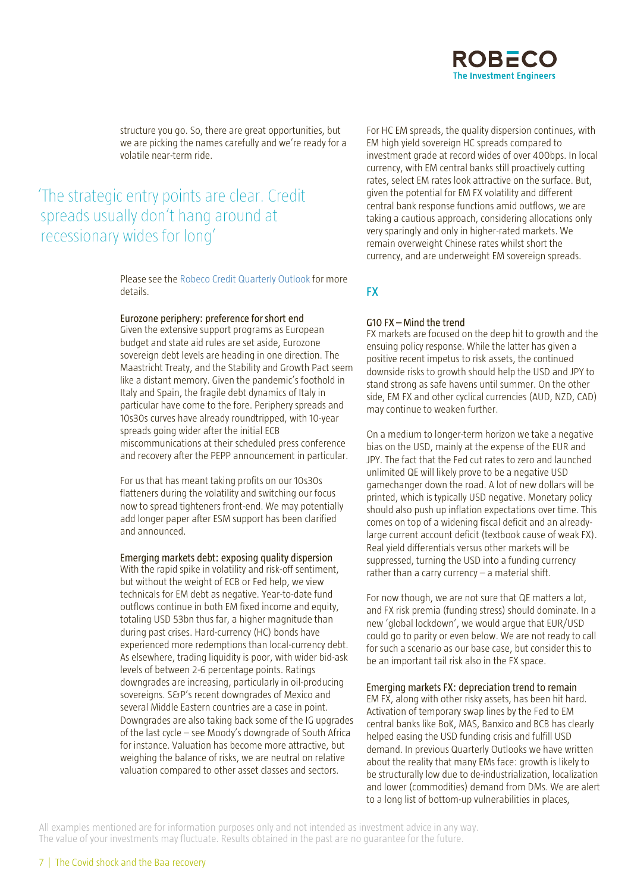structure you go. So, there are great opportunities, but we are picking the names carefully and we're ready for a volatile near-term ride.

> 'The strategic entry points are clear. Credit spreads usually don't hang around at recessionary wides for long'

Please see the Robeco Credit Quarterly Outlook for more details.

### Eurozone periphery: preference for short end

Given the extensive support programs as European budget and state aid rules are set aside, Eurozone sovereign debt levels are heading in one direction. The Maastricht Treaty, and the Stability and Growth Pact seem like a distant memory. Given the pandemic's foothold in Italy and Spain, the fragile debt dynamics of Italy in particular have come to the fore. Periphery spreads and 10s30s curves have already roundtripped, with 10-year spreads going wider after the initial ECB miscommunications at their scheduled press conference and recovery after the PEPP announcement in particular.

For us that has meant taking profits on our 10s30s flatteners during the volatility and switching our focus now to spread tighteners front-end. We may potentially add longer paper after ESM support has been clarified and announced.

### Emerging markets debt: exposing quality dispersion

With the rapid spike in volatility and risk-off sentiment, but without the weight of ECB or Fed help, we view technicals for EM debt as negative. Year-to-date fund outflows continue in both EM fixed income and equity, totaling USD 53bn thus far, a higher magnitude than during past crises. Hard-currency (HC) bonds have experienced more redemptions than local-currency debt. As elsewhere, trading liquidity is poor, with wider bid-ask levels of between 2-6 percentage points. Ratings downgrades are increasing, particularly in oil-producing sovereigns. S&P's recent downgrades of Mexico and several Middle Eastern countries are a case in point. Downgrades are also taking back some of the IG upgrades of the last cycle – see Moody's downgrade of South Africa for instance. Valuation has become more attractive, but weighing the balance of risks, we are neutral on relative valuation compared to other asset classes and sectors.

For HC EM spreads, the quality dispersion continues, with EM high yield sovereign HC spreads compared to investment grade at record wides of over 400bps. In local currency, with EM central banks still proactively cutting rates, select EM rates look attractive on the surface. But, given the potential for EM FX volatility and different central bank response functions amid outflows, we are taking a cautious approach, considering allocations only very sparingly and only in higher-rated markets. We remain overweight Chinese rates whilst short the currency, and are underweight EM sovereign spreads.

## FX

### G10 FX – Mind the trend

FX markets are focused on the deep hit to growth and the ensuing policy response. While the latter has given a positive recent impetus to risk assets, the continued downside risks to growth should help the USD and JPY to stand strong as safe havens until summer. On the other side, EM FX and other cyclical currencies (AUD, NZD, CAD) may continue to weaken further.

On a medium to longer-term horizon we take a negative bias on the USD, mainly at the expense of the EUR and JPY. The fact that the Fed cut rates to zero and launched unlimited QE will likely prove to be a negative USD gamechanger down the road. A lot of new dollars will be printed, which is typically USD negative. Monetary policy should also push up inflation expectations over time. This comes on top of a widening fiscal deficit and an already-large current account deficit (textbook cause of weak FX). Real yield differentials versus other markets will be suppressed, turning the USD into a funding currency rather than a carry currency – a material shift.

For now though, we are not sure that QE matters a lot, and FX risk premia (funding stress) should dominate. In a new 'global lockdown', we would argue that EUR/USD could go to parity or even below. We are not ready to call for such a scenario as our base case, but consider this to be an important tail risk also in the FX space.

### Emerging markets FX: depreciation trend to remain

EM FX, along with other risky assets, has been hit hard. Activation of temporary swap lines by the Fed to EM central banks like BoK, MAS, Banxico and BCB has clearly helped easing the USD funding crisis and fulfill USD demand. In previous Quarterly Outlooks we have written about the reality that many EMs face: growth is likely to be structurally low due to de-industrialization, localization and lower (commodities) demand from DMs. We are alert to a long list of bottom-up vulnerabilities in places,

All examples mentioned are for information purposes only and not intended as investment advice in any way. The value of your investments may fluctuate. Results obtained in the past are no guarantee for the future.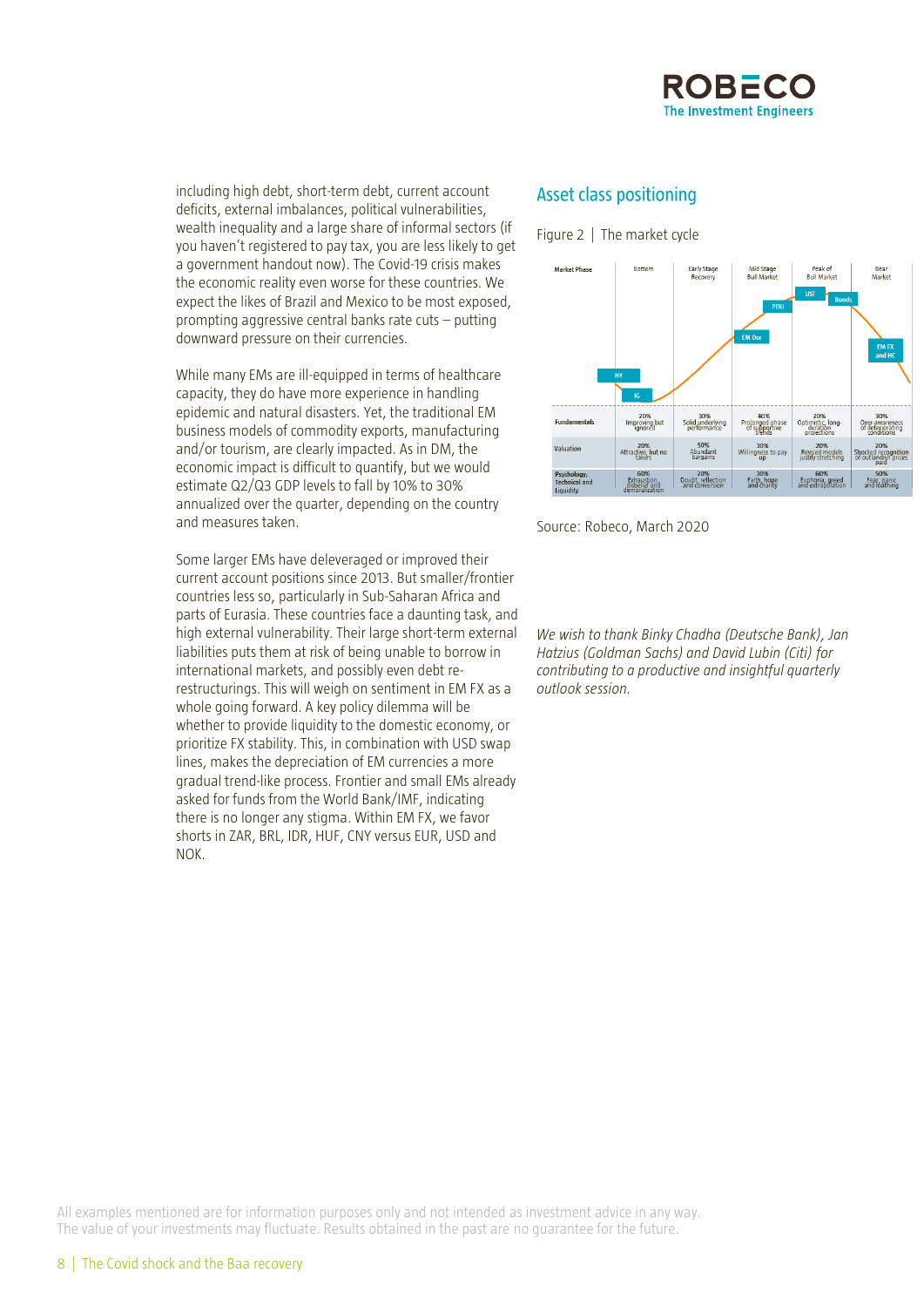including high debt, short-term debt, current account deficits, external imbalances, political vulnerabilities, wealth inequality and a large share of informal sectors (if you haven't registered to pay tax, you are less likely to get a government handout now). The Covid-19 crisis makes the economic reality even worse for these countries. We expect the likes of Brazil and Mexico to be most exposed, prompting aggressive central banks rate cuts – putting downward pressure on their currencies.

While many EMs are ill-equipped in terms of healthcare capacity, they do have more experience in handling epidemic and natural disasters. Yet, the traditional EM business models of commodity exports, manufacturing and/or tourism, are clearly impacted. As in DM, the economic impact is difficult to quantify, but we would estimate Q2/Q3 GDP levels to fall by 10% to 30% annualized over the quarter, depending on the country and measures taken.

Some larger EMs have deleveraged or improved their current account positions since 2013. But smaller/frontier countries less so, particularly in Sub-Saharan Africa and parts of Eurasia. These countries face a daunting task, and high external vulnerability. Their large short-term external liabilities puts them at risk of being unable to borrow in international markets, and possibly even debt re-restructurings. This will weigh on sentiment in EM FX as a whole going forward. A key policy dilemma will be whether to provide liquidity to the domestic economy, or prioritize FX stability. This, in combination with USD swap lines, makes the depreciation of EM currencies a more gradual trend-like process. Frontier and small EMs already asked for funds from the World Bank/IMF, indicating there is no longer any stigma. Within EM FX, we favor shorts in ZAR, BRL, IDR, HUF, CNY versus EUR, USD and NOK.

## Asset class positioning

Figure 2 | The market cycle

| Market Phase | Bottom | Early Stage Recovery | Mid Stage Bull Market | Peak of Bull Market | Bear Market |
|---|---|---|---|---|---|
| | HY, IG | | EM Dur, PERI | UST, Bunds | EM FX and HC |
| Fundamentals | 20% Improving but ignored | 30% Solid underlying performance | 40% Prolonged phase of supportive trends | 20% Optimistic, long-duration projections | 30% Over-awareness of deteriorating conditions |
| Valuation | 20% Attractive, but no takers | 50% Abundant bargains | 30% Willingness to pay up | 20% Revised models justify stretching | 20% Shocked recognition of outlandish prices paid |
| Psychology, Technical and Liquidity | 60% Exhaustion, disbelief and demoralization | 20% Doubt, reflection and conversion | 30% Faith, hope and charity | 60% Euphoria, greed and extrapolation | 50% Fear, panic and loathing |

Source: Robeco, March 2020

*We wish to thank Binky Chadha (Deutsche Bank), Jan Hatzius (Goldman Sachs) and David Lubin (Citi) for contributing to a productive and insightful quarterly outlook session.*

All examples mentioned are for information purposes only and not intended as investment advice in any way. The value of your investments may fluctuate. Results obtained in the past are no guarantee for the future.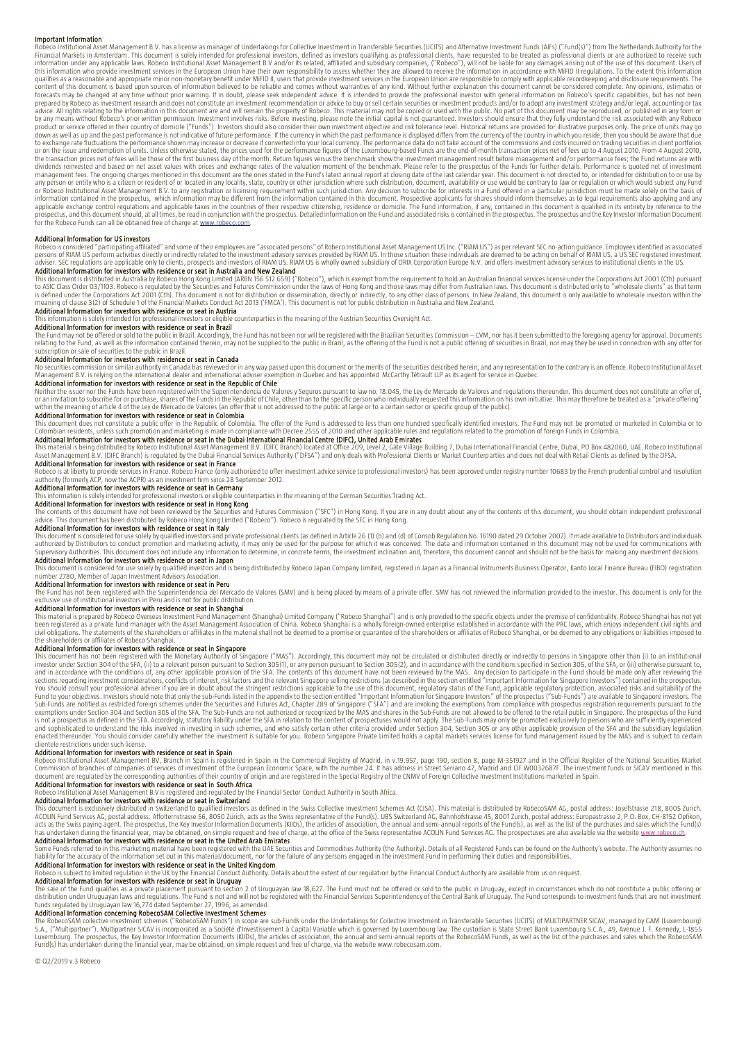## Important Information

Robeco Institutional Asset Management B.V. has a license as manager of Undertakings for Collective Investment in Transferable Securities (UCITS) and Alternative Investment Funds (AIFs) ("Fund(s)") from The Netherlands Authority for the Financial Markets in Amsterdam. This document is solely intended for professional investors, defined as investors qualifying as professional clients, have requested to be treated as professional clients or are authorized to receive such information under any applicable laws. Robeco Institutional Asset Management B.V and/or its related, affiliated and subsidiary companies, ("Robeco"), will not be liable for any damages arising out of the use of this document. Users of this information who provide investment services in the European Union have their own responsibility to assess whether they are allowed to receive the information in accordance with MiFID II regulations. To the extent this information qualifies as a reasonable and appropriate minor non-monetary benefit under MiFID II, users that provide investment services in the European Union are responsible to comply with applicable recordkeeping and disclosure requirements. The content of this document is based upon sources of information believed to be reliable and comes without warranties of any kind. Without further explanation this document cannot be considered complete. Any opinions, estimates or forecasts may be changed at any time without prior warning. If in doubt, please seek independent advice. It is intended to provide the professional investor with general information on Robeco's specific capabilities, but has not been prepared by Robeco as investment research and does not constitute an investment recommendation or advice to buy or sell certain securities or investment products and/or to adopt any investment strategy and/or legal, accounting or tax advice. All rights relating to the information in this document are and will remain the property of Robeco. This material may not be copied or used with the public. No part of this document may be reproduced, or published in any form or by any means without Robeco's prior written permission. Investment involves risks. Before investing, please note the initial capital is not guaranteed. Investors should ensure that they fully understand the risk associated with any Robeco product or service offered in their country of domicile ("Funds"). Investors should also consider their own investment objective and risk tolerance level. Historical returns are provided for illustrative purposes only. The price of units may go down as well as up and the past performance is not indicative of future performance. If the currency in which the past performance is displayed differs from the currency of the country in which you reside, then you should be aware that due to exchange rate fluctuations the performance shown may increase or decrease if converted into your local currency. The performance data do not take account of the commissions and costs incurred on trading securities in client portfolios or on the issue and redemption of units. Unless otherwise stated, the prices used for the performance figures of the Luxembourg-based Funds are the end-of-month transaction prices net of fees up to 4 August 2010. From 4 August 2010, the transaction prices net of fees will be those of the first business day of the month. Return figures versus the benchmark show the investment management result before management and/or performance fees; the Fund returns are with dividends reinvested and based on net asset values with prices and exchange rates of the valuation moment of the benchmark. Please refer to the prospectus of the Funds for further details. Performance is quoted net of investment management fees. The ongoing charges mentioned in this document are the ones stated in the Fund's latest annual report at closing date of the last calendar year. This document is not directed to, or intended for distribution to or use by any person or entity who is a citizen or resident of or located in any locality, state, country or other jurisdiction where such distribution, document, availability or use would be contrary to law or regulation or which would subject any Fund or Robeco Institutional Asset Management B.V. to any registration or licensing requirement within such jurisdiction. Any decision to subscribe for interests in a Fund offered in a particular jurisdiction must be made solely on the basis of information contained in the prospectus, which information may be different from the information contained in this document. Prospective applicants for shares should inform themselves as to legal requirements also applying and any applicable exchange control regulations and applicable taxes in the countries of their respective citizenship, residence or domicile. The Fund information, if any, contained in this document is qualified in its entirety by reference to the prospectus, and this document should, at all times, be read in conjunction with the prospectus. Detailed information on the Fund and associated risks is contained in the prospectus. The prospectus and the Key Investor Information Document for the Robeco Funds can all be obtained free of charge at www.robeco.com.

## Additional Information for US investors

Robeco is considered "participating affiliated" and some of their employees are "associated persons" of Robeco Institutional Asset Management US Inc. ("RIAM US") as per relevant SEC no-action guidance. Employees identified as associated persons of RIAM US perform activities directly or indirectly related to the investment advisory services provided by RIAM US. In those situation these individuals are deemed to be acting on behalf of RIAM US, a US SEC registered investment adviser. SEC regulations are applicable only to clients, prospects and investors of RIAM US. RIAM US is wholly owned subsidiary of ORIX Corporation Europe N.V. and offers investment advisory services to institutional clients in the US.

## Additional Information for investors with residence or seat in Australia and New Zealand

This document is distributed in Australia by Robeco Hong Kong Limited (ARBN 156 512 659) ("Robeco"), which is exempt from the requirement to hold an Australian financial services license under the Corporations Act 2001 (Cth) pursuant to ASIC Class Order 03/1103. Robeco is regulated by the Securities and Futures Commission under the laws of Hong Kong and those laws may differ from Australian laws. This document is distributed only to "wholesale clients" as that term is defined under the Corporations Act 2001 (Cth). This document is not for distribution or dissemination, directly or indirectly, to any other class of persons. In New Zealand, this document is only available to wholesale investors within the meaning of clause 3(2) of Schedule 1 of the Financial Markets Conduct Act 2013 ('FMCA'). This document is not for public distribution in Australia and New Zealand.

## Additional Information for investors with residence or seat in Austria

This information is solely intended for professional investors or eligible counterparties in the meaning of the Austrian Securities Oversight Act.

## Additional Information for investors with residence or seat in Brazil

The Fund may not be offered or sold to the public in Brazil. Accordingly, the Fund has not been nor will be registered with the Brazilian Securities Commission – CVM, nor has it been submitted to the foregoing agency for approval. Documents relating to the Fund, as well as the information contained therein, may not be supplied to the public in Brazil, as the offering of the Fund is not a public offering of securities in Brazil, nor may they be used in connection with any offer for subscription or sale of securities to the public in Brazil.

## Additional Information for investors with residence or seat in Canada

No securities commission or similar authority in Canada has reviewed or in any way passed upon this document or the merits of the securities described herein, and any representation to the contrary is an offence. Robeco Institutional Asset Management B.V. is relying on the international dealer and international adviser exemption in Quebec and has appointed McCarthy Tétrault LLP as its agent for service in Quebec.

## Additional information for investors with residence or seat in the Republic of Chile

Neither the issuer nor the Funds have been registered with the Superintendencia de Valores y Seguros pursuant to law no. 18.045, the Ley de Mercado de Valores and regulations thereunder. This document does not constitute an offer of, or an invitation to subscribe for or purchase, shares of the Funds in the Republic of Chile, other than to the specific person who individually requested this information on his own initiative. This may therefore be treated as a "private offering" within the meaning of article 4 of the Ley de Mercado de Valores (an offer that is not addressed to the public at large or to a certain sector or specific group of the public).

## Additional Information for investors with residence or seat in Colombia

This document does not constitute a public offer in the Republic of Colombia. The offer of the Fund is addressed to less than one hundred specifically identified investors. The Fund may not be promoted or marketed in Colombia or to Colombian residents, unless such promotion and marketing is made in compliance with Decree 2555 of 2010 and other applicable rules and regulations related to the promotion of foreign Funds in Colombia.

## Additional Information for investors with residence or seat in the Dubai International Financial Centre (DIFC), United Arab Emirates

This material is being distributed by Robeco Institutional Asset Management B.V. (DIFC Branch) located at Office 209, Level 2, Gate Village Building 7, Dubai International Financial Centre, Dubai, PO Box 482060, UAE. Robeco Institutional Asset Management B.V. (DIFC Branch) is regulated by the Dubai Financial Services Authority ("DFSA") and only deals with Professional Clients or Market Counterparties and does not deal with Retail Clients as defined by the DFSA.

## Additional Information for investors with residence or seat in France

Robeco is at liberty to provide services in France. Robeco France (only authorized to offer investment advice service to professional investors) has been approved under registry number 10683 by the French prudential control and resolution authority (formerly ACP, now the ACPR) as an investment firm since 28 September 2012.

## Additional Information for investors with residence or seat in Germany

This information is solely intended for professional investors or eligible counterparties in the meaning of the German Securities Trading Act.

## Additional Information for investors with residence or seat in Hong Kong

The contents of this document have not been reviewed by the Securities and Futures Commission ("SFC") in Hong Kong. If you are in any doubt about any of the contents of this document, you should obtain independent professional advice. This document has been distributed by Robeco Hong Kong Limited ("Robeco"). Robeco is regulated by the SFC in Hong Kong.

## Additional Information for investors with residence or seat in Italy

This document is considered for use solely by qualified investors and private professional clients (as defined in Article 26 (1) (b) and (d) of Consob Regulation No. 16190 dated 29 October 2007). If made available to Distributors and individuals authorized by Distributors to conduct promotion and marketing activity, it may only be used for the purpose for which it was conceived. The data and information contained in this document may not be used for communications with Supervisory Authorities. This document does not include any information to determine, in concrete terms, the investment inclination and, therefore, this document cannot and should not be the basis for making any investment decisions.

## Additional Information for investors with residence or seat in Japan

This document is considered for use solely by qualified investors and is being distributed by Robeco Japan Company Limited, registered in Japan as a Financial Instruments Business Operator, Kanto Local Finance Bureau (FIBO) registration number 2780, Member of Japan Investment Advisors Association.

## Additional Information for investors with residence or seat in Peru

The Fund has not been registered with the Superintendencia del Mercado de Valores (SMV) and is being placed by means of a private offer. SMV has not reviewed the information provided to the investor. This document is only for the exclusive use of institutional investors in Peru and is not for public distribution.

## Additional Information for investors with residence or seat in Shanghai

This material is prepared by Robeco Overseas Investment Fund Management (Shanghai) Limited Company ("Robeco Shanghai") and is only provided to the specific objects under the premise of confidentiality. Robeco Shanghai has not yet been registered as a private fund manager with the Asset Management Association of China. Robeco Shanghai is a wholly foreign-owned enterprise established in accordance with the PRC laws, which enjoys independent civil rights and civil obligations. The statements of the shareholders or affiliates in the material shall not be deemed to a promise or guarantee of the shareholders or affiliates of Robeco Shanghai, or be deemed to any obligations or liabilities imposed to the shareholders or affiliates of Robeco Shanghai.

## Additional Information for investors with residence or seat in Singapore

This document has not been registered with the Monetary Authority of Singapore ("MAS"). Accordingly, this document may not be circulated or distributed directly or indirectly to persons in Singapore other than (i) to an institutional investor under Section 304 of the SFA, (ii) to a relevant person pursuant to Section 305(1), or any person pursuant to Section 305(2), and in accordance with the conditions specified in Section 305, of the SFA, or (iii) otherwise pursuant to, and in accordance with the conditions of, any other applicable provision of the SFA. The contents of this document have not been reviewed by the MAS. Any decision to participate in the Fund should be made only after reviewing the sections regarding investment considerations, conflicts of interest, risk factors and the relevant Singapore selling restrictions (as described in the section entitled "Important Information for Singapore Investors") contained in the prospectus. You should consult your professional adviser if you are in doubt about the stringent restrictions applicable to the use of this document, regulatory status of the Fund, applicable regulatory protection, associated risks and suitability of the Fund to your objectives. Investors should note that only the sub-Funds listed in the appendix to the section entitled "Important Information for Singapore Investors" of the prospectus ("Sub-Funds") are available to Singapore investors. The Sub-Funds are notified as restricted foreign schemes under the Securities and Futures Act, Chapter 289 of Singapore ("SFA") and are invoking the exemptions from compliance with prospectus registration requirements pursuant to the exemptions under Section 304 and Section 305 of the SFA. The Sub-Funds are not authorized or recognized by the MAS and shares in the Sub-Funds are not allowed to be offered to the retail public in Singapore. The prospectus of the Fund is not a prospectus as defined in the SFA. Accordingly, statutory liability under the SFA in relation to the content of prospectuses would not apply. The Sub-Funds may only be promoted exclusively to persons who are sufficiently experienced and sophisticated to understand the risks involved in investing in such schemes, and who satisfy certain other criteria provided under Section 304, Section 305 or any other applicable provision of the SFA and the subsidiary legislation enacted thereunder. You should consider carefully whether the investment is suitable for you. Robeco Singapore Private Limited holds a capital markets services license for fund management issued by the MAS and is subject to certain clientele restrictions under such license.

## Additional Information for investors with residence or seat in Spain

Robeco Institutional Asset Management BV, Branch in Spain is registered in Spain in the Commercial Registry of Madrid, in v.19.957, page 190, section 8, page M-351927 and in the Official Register of the National Securities Market Commission of branches of companies of services of investment of the European Economic Space, with the number 24. It has address in Street Serrano 47, Madrid and CIF W0032687F. The investment funds or SICAV mentioned in this document are regulated by the corresponding authorities of their country of origin and are registered in the Special Registry of the CNMV of Foreign Collective Investment Institutions marketed in Spain.

## Additional Information for investors with residence or seat in South Africa

Robeco Institutional Asset Management B.V is registered and regulated by the Financial Sector Conduct Authority in South Africa.

## Additional Information for investors with residence or seat in Switzerland

This document is exclusively distributed in Switzerland to qualified investors as defined in the Swiss Collective Investment Schemes Act (CISA). This material is distributed by RobecoSAM AG, postal address: Josefstrasse 218, 8005 Zurich. ACOLIN Fund Services AG, postal address: Affolternstrasse 56, 8050 Zürich, acts as the Swiss representative of the Fund(s). UBS Switzerland AG, Bahnhofstrasse 45, 8001 Zurich, postal address: Europastrasse 2, P.O. Box, CH-8152 Opfikon, acts as the Swiss paying agent. The prospectus, the Key Investor Information Documents (KIIDs), the articles of association, the annual and semi-annual reports of the Fund(s), as well as the list of the purchases and sales which the Fund(s) has undertaken during the financial year, may be obtained, on simple request and free of charge, at the office of the Swiss representative ACOLIN Fund Services AG. The prospectuses are also available via the website www.robeco.ch.

## Additional Information for investors with residence or seat in the United Arab Emirates

Some Funds referred to in this marketing material have been registered with the UAE Securities and Commodities Authority (the Authority). Details of all Registered Funds can be found on the Authority's website. The Authority assumes no liability for the accuracy of the information set out in this material/document, nor for the failure of any persons engaged in the investment Fund in performing their duties and responsibilities.

## Additional Information for investors with residence or seat in the United Kingdom

Robeco is subject to limited regulation in the UK by the Financial Conduct Authority. Details about the extent of our regulation by the Financial Conduct Authority are available from us on request.

## Additional Information for investors with residence or seat in Uruguay

The sale of the Fund qualifies as a private placement pursuant to section 2 of Uruguayan law 18,627. The Fund must not be offered or sold to the public in Uruguay, except in circumstances which do not constitute a public offering or distribution under Uruguayan laws and regulations. The Fund is not and will not be registered with the Financial Services Superintendency of the Central Bank of Uruguay. The Fund corresponds to investment funds that are not investment funds regulated by Uruguayan law 16,774 dated September 27, 1996, as amended.

## Additional Information concerning RobecoSAM Collective Investment Schemes

The RobecoSAM collective investment schemes ("RobecoSAM Funds") in scope are sub-Funds under the Undertakings for Collective Investment in Transferable Securities (UCITS) of MULTIPARTNER SICAV, managed by GAM (Luxembourg) S.A., ("Multipartner"). Multipartner SICAV is incorporated as a Société d'Investissement à Capital Variable which is governed by Luxembourg law. The custodian is State Street Bank Luxembourg S.C.A., 49, Avenue J. F. Kennedy, L-1855 Luxembourg. The prospectus, the Key Investor Information Documents (KIIDs), the articles of association, the annual and semi-annual reports of the RobecoSAM Funds, as well as the list of the purchases and sales which the RobecoSAM Fund(s) has undertaken during the financial year, may be obtained, on simple request and free of charge, via the website www.robecosam.com.

© Q2/2019 v.3 Robeco